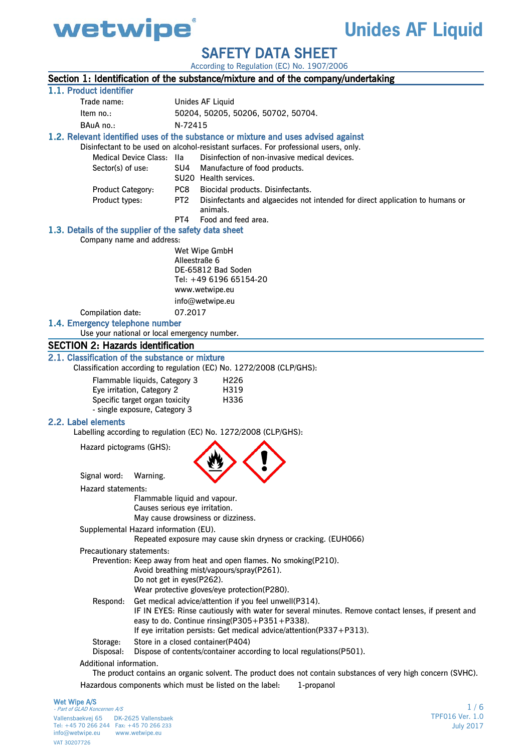# Unides AF Liquid

## SAFETY DATA SHEET

According to Regulation (EC) No. 1907/2006

## Section 1: Identification of the substance/mixture and of the company/undertaking

### 1.1. Product identifier

| | |
|---|---|
| Trade name: | Unides AF Liquid |
| Item no.: | 50204, 50205, 50206, 50702, 50704. |
| BAuA no.: | N-72415 |

### 1.2. Relevant identified uses of the substance or mixture and uses advised against

Disinfectant to be used on alcohol-resistant surfaces. For professional users, only.

| | | |
|---|---|---|
| Medical Device Class: | IIa | Disinfection of non-invasive medical devices. |
| Sector(s) of use: | SU4 | Manufacture of food products. |
| | SU20 | Health services. |
| Product Category: | PC8 | Biocidal products. Disinfectants. |
| Product types: | PT2 | Disinfectants and algaecides not intended for direct application to humans or animals. |
| | PT4 | Food and feed area. |

### 1.3. Details of the supplier of the safety data sheet

Company name and address:

Wet Wipe GmbH
Alleestraße 6
DE-65812 Bad Soden
Tel: +49 6196 65154-20
www.wetwipe.eu
info@wetwipe.eu

Compilation date: 07.2017

### 1.4. Emergency telephone number

Use your national or local emergency number.

## SECTION 2: Hazards identification

### 2.1. Classification of the substance or mixture

Classification according to regulation (EC) No. 1272/2008 (CLP/GHS):

| | |
|---|---|
| Flammable liquids, Category 3 | H226 |
| Eye irritation, Category 2 | H319 |
| Specific target organ toxicity - single exposure, Category 3 | H336 |

### 2.2. Label elements

Labelling according to regulation (EC) No. 1272/2008 (CLP/GHS):

Hazard pictograms (GHS):

Signal word: Warning.

Hazard statements:

Flammable liquid and vapour.
Causes serious eye irritation.
May cause drowsiness or dizziness.

Supplemental Hazard information (EU).

Repeated exposure may cause skin dryness or cracking. (EUH066)

Precautionary statements:

Prevention: Keep away from heat and open flames. No smoking(P210).
Avoid breathing mist/vapours/spray(P261).
Do not get in eyes(P262).
Wear protective gloves/eye protection(P280).

Respond: Get medical advice/attention if you feel unwell(P314).
IF IN EYES: Rinse cautiously with water for several minutes. Remove contact lenses, if present and easy to do. Continue rinsing(P305+P351+P338).
If eye irritation persists: Get medical advice/attention(P337+P313).

Storage: Store in a closed container(P404)

Disposal: Dispose of contents/container according to local regulations(P501).

Additional information.

The product contains an organic solvent. The product does not contain substances of very high concern (SVHC).

Hazardous components which must be listed on the label: 1-propanol

Wet Wipe A/S
- Part of GLAD Koncernen A/S
Vallensbaekvej 65 DK-2625 Vallensbaek
Tel: +45 70 266 244 Fax: +45 70 266 233
info@wetwipe.eu www.wetwipe.eu
VAT 30207726

TPF016 Ver. 1.0
July 2017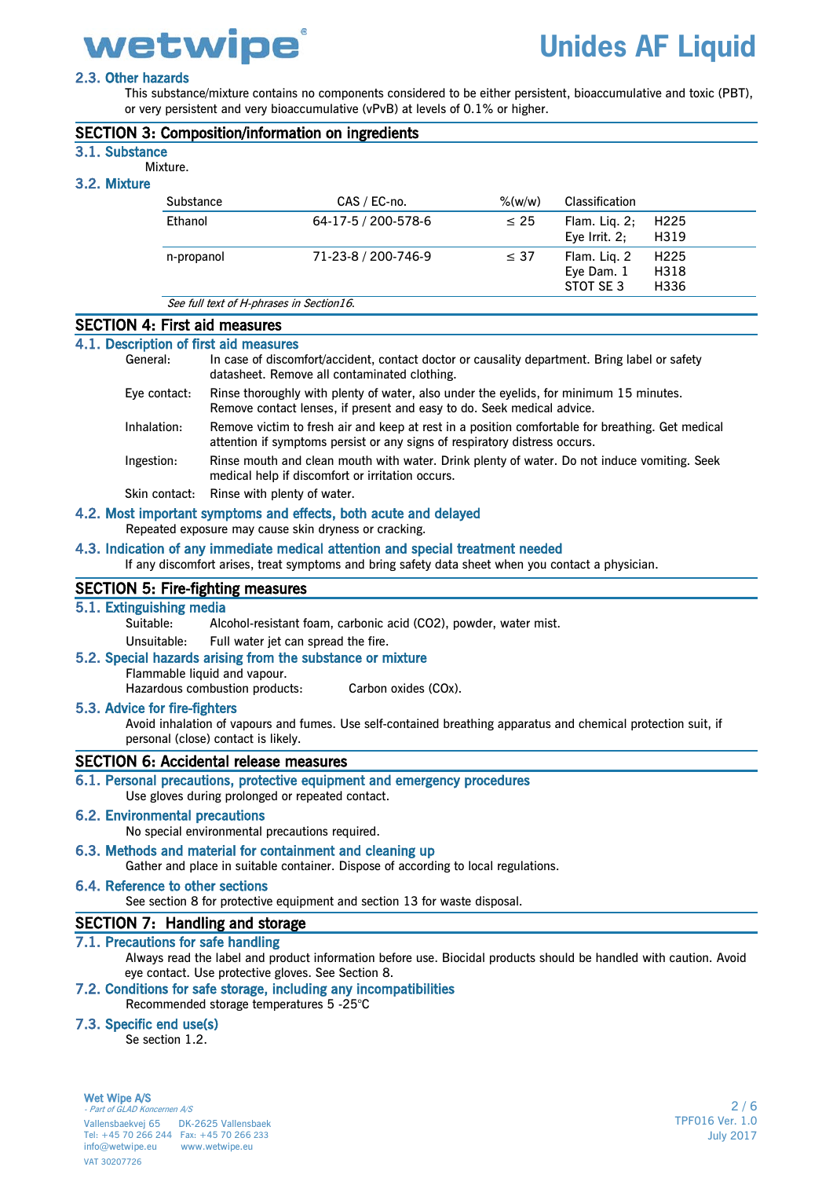### 2.3. Other hazards

This substance/mixture contains no components considered to be either persistent, bioaccumulative and toxic (PBT), or very persistent and very bioaccumulative (vPvB) at levels of 0.1% or higher.

## SECTION 3: Composition/information on ingredients

### 3.1. Substance

Mixture.

### 3.2. Mixture

| Substance | CAS / EC-no. | %(w/w) | Classification | |
|---|---|---|---|---|
| Ethanol | 64-17-5 / 200-578-6 | ≤ 25 | Flam. Liq. 2;<br>Eye Irrit. 2; | H225<br>H319 |
| n-propanol | 71-23-8 / 200-746-9 | ≤ 37 | Flam. Liq. 2<br>Eye Dam. 1<br>STOT SE 3 | H225<br>H318<br>H336 |

*See full text of H-phrases in Section16.*

## SECTION 4: First aid measures

### 4.1. Description of first aid measures

General: In case of discomfort/accident, contact doctor or causality department. Bring label or safety datasheet. Remove all contaminated clothing.

Eye contact: Rinse thoroughly with plenty of water, also under the eyelids, for minimum 15 minutes. Remove contact lenses, if present and easy to do. Seek medical advice.

Inhalation: Remove victim to fresh air and keep at rest in a position comfortable for breathing. Get medical attention if symptoms persist or any signs of respiratory distress occurs.

Ingestion: Rinse mouth and clean mouth with water. Drink plenty of water. Do not induce vomiting. Seek medical help if discomfort or irritation occurs.

Skin contact: Rinse with plenty of water.

### 4.2. Most important symptoms and effects, both acute and delayed

Repeated exposure may cause skin dryness or cracking.

### 4.3. Indication of any immediate medical attention and special treatment needed

If any discomfort arises, treat symptoms and bring safety data sheet when you contact a physician.

## SECTION 5: Fire-fighting measures

### 5.1. Extinguishing media

Suitable: Alcohol-resistant foam, carbonic acid ($CO_2$), powder, water mist.

Unsuitable: Full water jet can spread the fire.

### 5.2. Special hazards arising from the substance or mixture

Flammable liquid and vapour.
Hazardous combustion products: Carbon oxides ($CO_x$).

### 5.3. Advice for fire-fighters

Avoid inhalation of vapours and fumes. Use self-contained breathing apparatus and chemical protection suit, if personal (close) contact is likely.

## SECTION 6: Accidental release measures

### 6.1. Personal precautions, protective equipment and emergency procedures

Use gloves during prolonged or repeated contact.

### 6.2. Environmental precautions

No special environmental precautions required.

### 6.3. Methods and material for containment and cleaning up

Gather and place in suitable container. Dispose of according to local regulations.

### 6.4. Reference to other sections

See section 8 for protective equipment and section 13 for waste disposal.

## SECTION 7: Handling and storage

### 7.1. Precautions for safe handling

Always read the label and product information before use. Biocidal products should be handled with caution. Avoid eye contact. Use protective gloves. See Section 8.

### 7.2. Conditions for safe storage, including any incompatibilities

Recommended storage temperatures 5 -25℃

### 7.3. Specific end use(s)

Se section 1.2.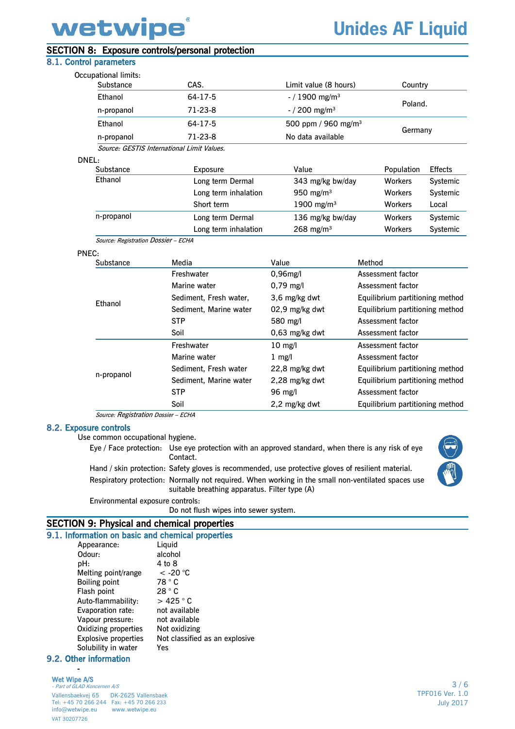## SECTION 8: Exposure controls/personal protection

### 8.1. Control parameters

Occupational limits:

| Substance | CAS. | Limit value (8 hours) | Country |
|---|---|---|---|
| Ethanol | 64-17-5 | - / 1900 mg/m$^3$ | Poland. |
| n-propanol | 71-23-8 | - / 200 mg/m$^3$ | |
| Ethanol | 64-17-5 | 500 ppm / 960 mg/m$^3$ | Germany |
| n-propanol | 71-23-8 | No data available | |

*Source: GESTIS International Limit Values.*

DNEL:

| Substance | Exposure | Value | Population | Effects |
|---|---|---|---|---|
| Ethanol | Long term Dermal | 343 mg/kg bw/day | Workers | Systemic |
| | Long term inhalation | 950 mg/m$^3$ | Workers | Systemic |
| | Short term | 1900 mg/m$^3$ | Workers | Local |
| n-propanol | Long term Dermal | 136 mg/kg bw/day | Workers | Systemic |
| | Long term inhalation | 268 mg/m$^3$ | Workers | Systemic |

*Source: Registration Dossier – ECHA*

PNEC:

| Substance | Media | Value | Method |
|---|---|---|---|
| Ethanol | Freshwater | 0,96mg/l | Assessment factor |
| | Marine water | 0,79 mg/l | Assessment factor |
| | Sediment, Fresh water, | 3,6 mg/kg dwt | Equilibrium partitioning method |
| | Sediment, Marine water | 02,9 mg/kg dwt | Equilibrium partitioning method |
| | STP | 580 mg/l | Assessment factor |
| | Soil | 0,63 mg/kg dwt | Assessment factor |
| n-propanol | Freshwater | 10 mg/l | Assessment factor |
| | Marine water | 1 mg/l | Assessment factor |
| | Sediment, Fresh water | 22,8 mg/kg dwt | Equilibrium partitioning method |
| | Sediment, Marine water | 2,28 mg/kg dwt | Equilibrium partitioning method |
| | STP | 96 mg/l | Assessment factor |
| | Soil | 2,2 mg/kg dwt | Equilibrium partitioning method |

*Source: Registration Dossier – ECHA*

### 8.2. Exposure controls

Use common occupational hygiene.

Eye / Face protection: Use eye protection with an approved standard, when there is any risk of eye Contact.

Hand / skin protection: Safety gloves is recommended, use protective gloves of resilient material.

Respiratory protection: Normally not required. When working in the small non-ventilated spaces use suitable breathing apparatus. Filter type (A)

Environmental exposure controls:

Do not flush wipes into sewer system.

## SECTION 9: Physical and chemical properties

### 9.1. Information on basic and chemical properties

| | |
|---|---|
| Appearance: | Liquid |
| Odour: | alcohol |
| pH: | 4 to 8 |
| Melting point/range | < -20 °C |
| Boiling point | 78 ° C |
| Flash point | 28 ° C |
| Auto-flammability: | > 425 ° C |
| Evaporation rate: | not available |
| Vapour pressure: | not available |
| Oxidizing properties | Not oxidizing |
| Explosive properties | Not classified as an explosive |
| Solubility in water | Yes |

### 9.2. Other information

-

Wet Wipe A/S
- Part of GLAD Koncernen A/S
Vallensbaekvej 65 DK-2625 Vallensbaek
Tel: +45 70 266 244 Fax: +45 70 266 233
info@wetwipe.eu www.wetwipe.eu
VAT 30207726

TPF016 Ver. 1.0
July 2017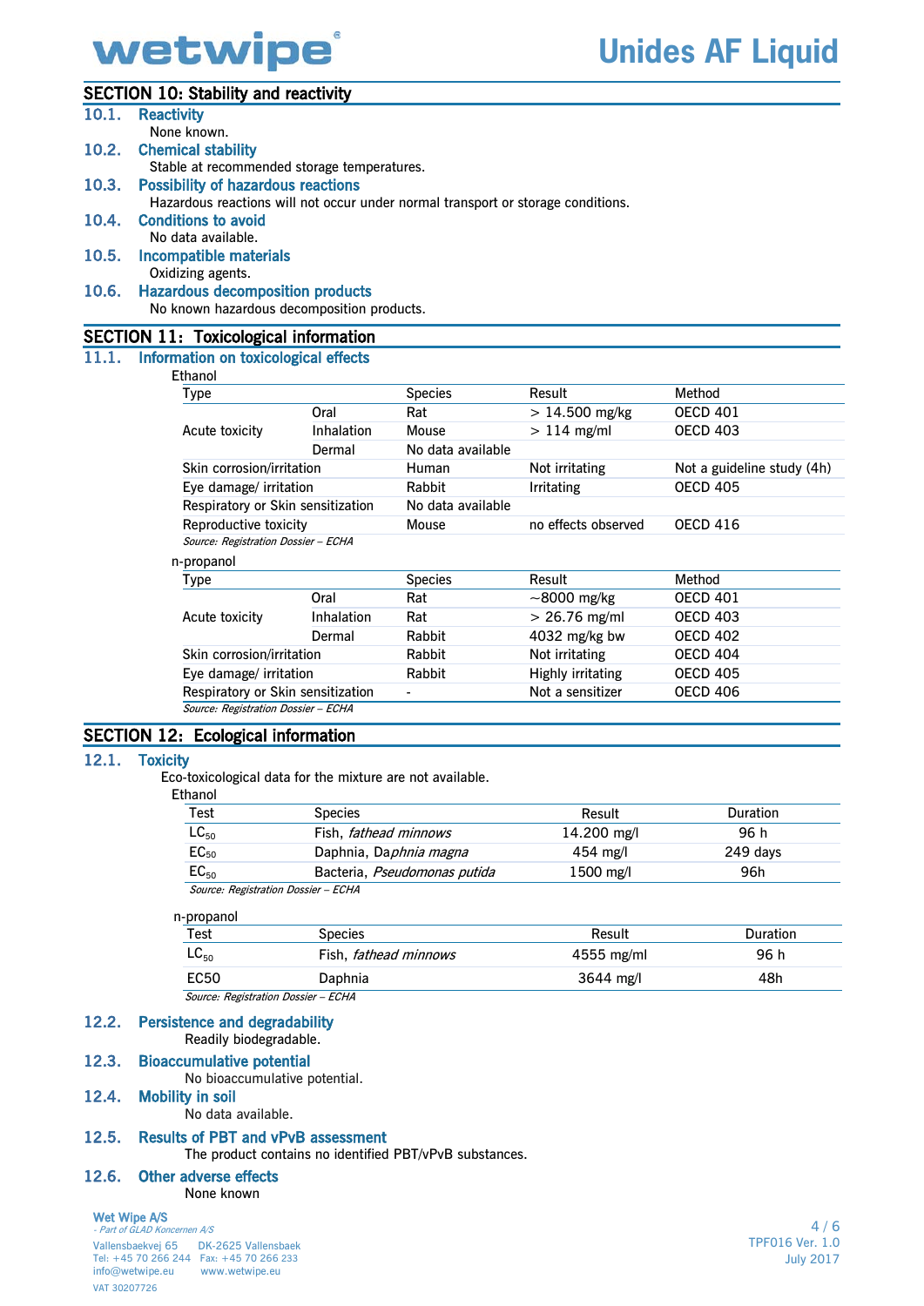## SECTION 10: Stability and reactivity

### 10.1. Reactivity

None known.

### 10.2. Chemical stability

Stable at recommended storage temperatures.

### 10.3. Possibility of hazardous reactions

Hazardous reactions will not occur under normal transport or storage conditions.

### 10.4. Conditions to avoid

No data available.

### 10.5. Incompatible materials

Oxidizing agents.

### 10.6. Hazardous decomposition products

No known hazardous decomposition products.

## SECTION 11: Toxicological information

### 11.1. Information on toxicological effects

Ethanol

| Type | | Species | Result | Method |
|---|---|---|---|---|
| Acute toxicity | Oral | Rat | > 14.500 mg/kg | OECD 401 |
| | Inhalation | Mouse | > 114 mg/ml | OECD 403 |
| | Dermal | No data available | | |
| Skin corrosion/irritation | | Human | Not irritating | Not a guideline study (4h) |
| Eye damage/ irritation | | Rabbit | Irritating | OECD 405 |
| Respiratory or Skin sensitization | | No data available | | |
| Reproductive toxicity | | Mouse | no effects observed | OECD 416 |

*Source: Registration Dossier – ECHA*

n-propanol

| Type | | Species | Result | Method |
|---|---|---|---|---|
| Acute toxicity | Oral | Rat | ~8000 mg/kg | OECD 401 |
| | Inhalation | Rat | > 26.76 mg/ml | OECD 403 |
| | Dermal | Rabbit | 4032 mg/kg bw | OECD 402 |
| Skin corrosion/irritation | | Rabbit | Not irritating | OECD 404 |
| Eye damage/ irritation | | Rabbit | Highly irritating | OECD 405 |
| Respiratory or Skin sensitization | | - | Not a sensitizer | OECD 406 |

*Source: Registration Dossier – ECHA*

## SECTION 12: Ecological information

### 12.1. Toxicity

Eco-toxicological data for the mixture are not available.

Ethanol

| Test | Species | Result | Duration |
|---|---|---|---|
| $LC_{50}$ | Fish, *fathead minnows* | 14.200 mg/l | 96 h |
| $EC_{50}$ | Daphnia, *Daphnia magna* | 454 mg/l | 249 days |
| $EC_{50}$ | Bacteria, *Pseudomonas putida* | 1500 mg/l | 96h |

*Source: Registration Dossier – ECHA*

n-propanol

| Test | Species | Result | Duration |
|---|---|---|---|
| $LC_{50}$ | Fish, *fathead minnows* | 4555 mg/ml | 96 h |
| EC50 | Daphnia | 3644 mg/l | 48h |

*Source: Registration Dossier – ECHA*

### 12.2. Persistence and degradability

Readily biodegradable.

### 12.3. Bioaccumulative potential

No bioaccumulative potential.

### 12.4. Mobility in soil

No data available.

### 12.5. Results of PBT and vPvB assessment

The product contains no identified PBT/vPvB substances.

### 12.6. Other adverse effects

None known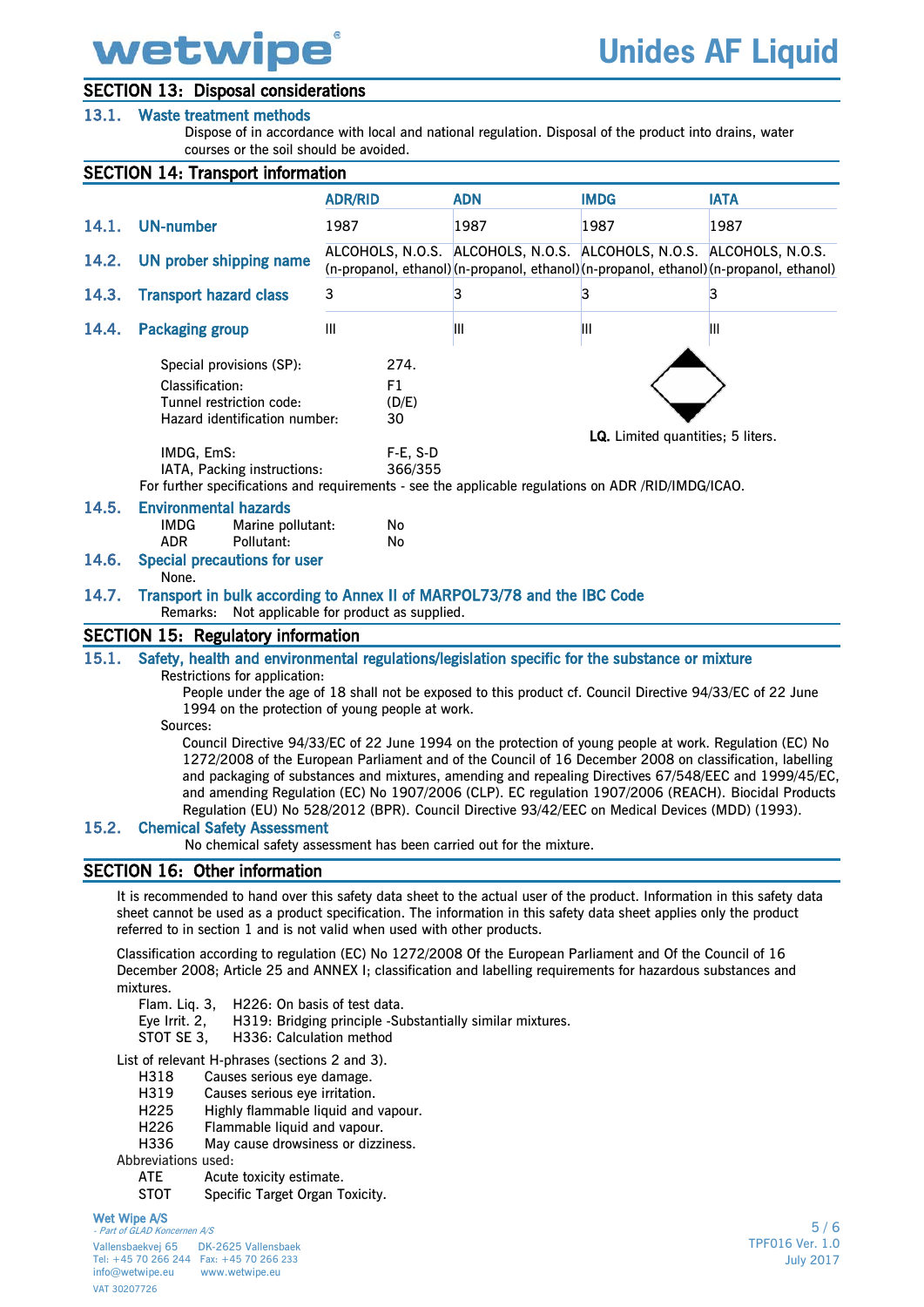## SECTION 13: Disposal considerations

### 13.1. Waste treatment methods

Dispose of in accordance with local and national regulation. Disposal of the product into drains, water courses or the soil should be avoided.

## SECTION 14: Transport information

| | | ADR/RID | ADN | IMDG | IATA |
|---|---|---|---|---|---|
| 14.1. | UN-number | 1987 | 1987 | 1987 | 1987 |
| 14.2. | UN prober shipping name | ALCOHOLS, N.O.S. (n-propanol, ethanol) | ALCOHOLS, N.O.S. (n-propanol, ethanol) | ALCOHOLS, N.O.S. (n-propanol, ethanol) | ALCOHOLS, N.O.S. (n-propanol, ethanol) |
| 14.3. | Transport hazard class | 3 | 3 | 3 | 3 |
| 14.4. | Packaging group | III | III | III | III |

Special provisions (SP): 274.

Classification: F1

Tunnel restriction code: (D/E)

Hazard identification number: 30

**LQ.** Limited quantities; 5 liters.

IMDG, EmS: F-E, S-D

IATA, Packing instructions: 366/355

For further specifications and requirements - see the applicable regulations on ADR /RID/IMDG/ICAO.

### 14.5. Environmental hazards

IMDG Marine pollutant: No

ADR Pollutant: No

### 14.6. Special precautions for user

None.

### 14.7. Transport in bulk according to Annex II of MARPOL73/78 and the IBC Code

Remarks: Not applicable for product as supplied.

## SECTION 15: Regulatory information

### 15.1. Safety, health and environmental regulations/legislation specific for the substance or mixture

Restrictions for application:

People under the age of 18 shall not be exposed to this product cf. Council Directive 94/33/EC of 22 June 1994 on the protection of young people at work.

Sources:

Council Directive 94/33/EC of 22 June 1994 on the protection of young people at work. Regulation (EC) No 1272/2008 of the European Parliament and of the Council of 16 December 2008 on classification, labelling and packaging of substances and mixtures, amending and repealing Directives 67/548/EEC and 1999/45/EC, and amending Regulation (EC) No 1907/2006 (CLP). EC regulation 1907/2006 (REACH). Biocidal Products Regulation (EU) No 528/2012 (BPR). Council Directive 93/42/EEC on Medical Devices (MDD) (1993).

### 15.2. Chemical Safety Assessment

No chemical safety assessment has been carried out for the mixture.

## SECTION 16: Other information

It is recommended to hand over this safety data sheet to the actual user of the product. Information in this safety data sheet cannot be used as a product specification. The information in this safety data sheet applies only the product referred to in section 1 and is not valid when used with other products.

Classification according to regulation (EC) No 1272/2008 Of the European Parliament and Of the Council of 16 December 2008; Article 25 and ANNEX I; classification and labelling requirements for hazardous substances and mixtures.

- Flam. Liq. 3, H226: On basis of test data.
- Eye Irrit. 2, H319: Bridging principle -Substantially similar mixtures.
- STOT SE 3, H336: Calculation method

List of relevant H-phrases (sections 2 and 3).

- H318 Causes serious eye damage.
- H319 Causes serious eye irritation.
- H225 Highly flammable liquid and vapour.
- H226 Flammable liquid and vapour.
- H336 May cause drowsiness or dizziness.

Abbreviations used:

- ATE Acute toxicity estimate.
- STOT Specific Target Organ Toxicity.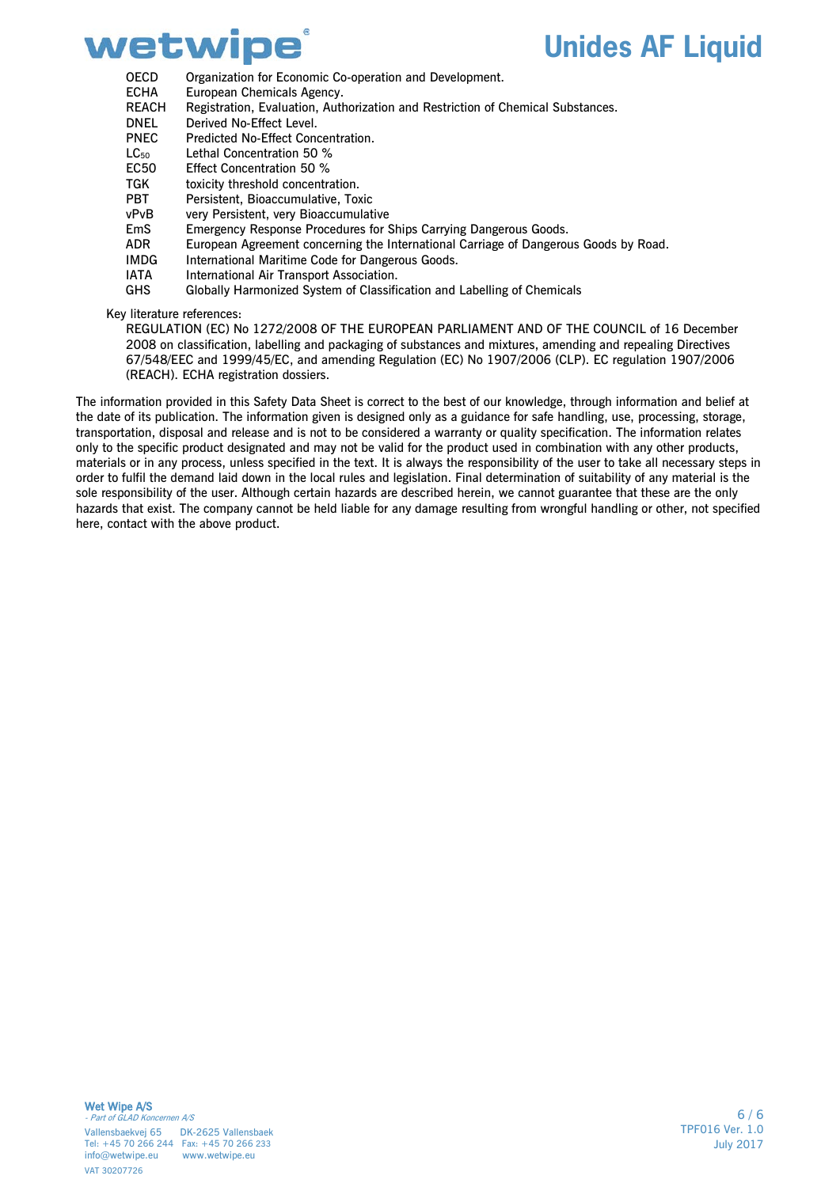| | |
|---|---|
| OECD | Organization for Economic Co-operation and Development. |
| ECHA | European Chemicals Agency. |
| REACH | Registration, Evaluation, Authorization and Restriction of Chemical Substances. |
| DNEL | Derived No-Effect Level. |
| PNEC | Predicted No-Effect Concentration. |
| $LC_{50}$ | Lethal Concentration 50 % |
| EC50 | Effect Concentration 50 % |
| TGK | toxicity threshold concentration. |
| PBT | Persistent, Bioaccumulative, Toxic |
| vPvB | very Persistent, very Bioaccumulative |
| EmS | Emergency Response Procedures for Ships Carrying Dangerous Goods. |
| ADR | European Agreement concerning the International Carriage of Dangerous Goods by Road. |
| IMDG | International Maritime Code for Dangerous Goods. |
| IATA | International Air Transport Association. |
| GHS | Globally Harmonized System of Classification and Labelling of Chemicals |

Key literature references:

REGULATION (EC) No 1272/2008 OF THE EUROPEAN PARLIAMENT AND OF THE COUNCIL of 16 December 2008 on classification, labelling and packaging of substances and mixtures, amending and repealing Directives 67/548/EEC and 1999/45/EC, and amending Regulation (EC) No 1907/2006 (CLP). EC regulation 1907/2006 (REACH). ECHA registration dossiers.

The information provided in this Safety Data Sheet is correct to the best of our knowledge, through information and belief at the date of its publication. The information given is designed only as a guidance for safe handling, use, processing, storage, transportation, disposal and release and is not to be considered a warranty or quality specification. The information relates only to the specific product designated and may not be valid for the product used in combination with any other products, materials or in any process, unless specified in the text. It is always the responsibility of the user to take all necessary steps in order to fulfil the demand laid down in the local rules and legislation. Final determination of suitability of any material is the sole responsibility of the user. Although certain hazards are described herein, we cannot guarantee that these are the only hazards that exist. The company cannot be held liable for any damage resulting from wrongful handling or other, not specified here, contact with the above product.